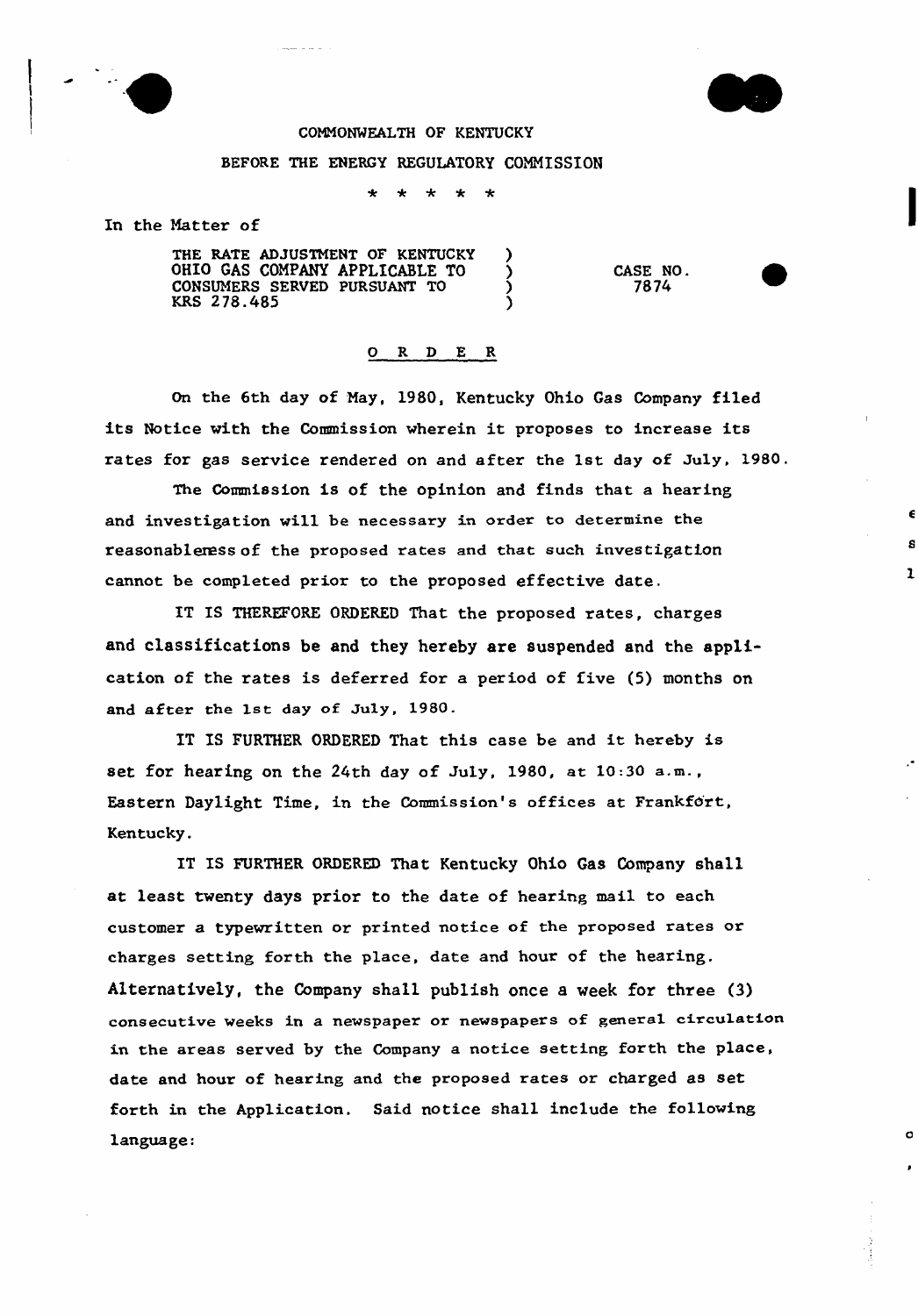COMMONWEALTH OF KENTUCKY

BEFORE THE ENERGY REGULATORY COMMISSION

\* \* \* \* \*

In the Matter of

| | | |
|---|---|---|
| THE RATE ADJUSTMENT OF KENTUCKY OHIO GAS COMPANY APPLICABLE TO CONSUMERS SERVED PURSUANT TO KRS 278.485 | ) ) ) ) | CASE NO. 7874 |

## O R D E R

On the 6th day of May, 1980, Kentucky Ohio Gas Company filed its Notice with the Commission wherein it proposes to increase its rates for gas service rendered on and after the 1st day of July, 1980.

The Commission is of the opinion and finds that a hearing and investigation will be necessary in order to determine the reasonableness of the proposed rates and that such investigation cannot be completed prior to the proposed effective date.

IT IS THEREFORE ORDERED That the proposed rates, charges and classifications be and they hereby are suspended and the application of the rates is deferred for a period of five (5) months on and after the 1st day of July, 1980.

IT IS FURTHER ORDERED That this case be and it hereby is set for hearing on the 24th day of July, 1980, at 10:30 a.m., Eastern Daylight Time, in the Commission's offices at Frankfort, Kentucky.

IT IS FURTHER ORDERED That Kentucky Ohio Gas Company shall at least twenty days prior to the date of hearing mail to each customer a typewritten or printed notice of the proposed rates or charges setting forth the place, date and hour of the hearing. Alternatively, the Company shall publish once a week for three (3) consecutive weeks in a newspaper or newspapers of general circulation in the areas served by the Company a notice setting forth the place, date and hour of hearing and the proposed rates or charged as set forth in the Application. Said notice shall include the following language: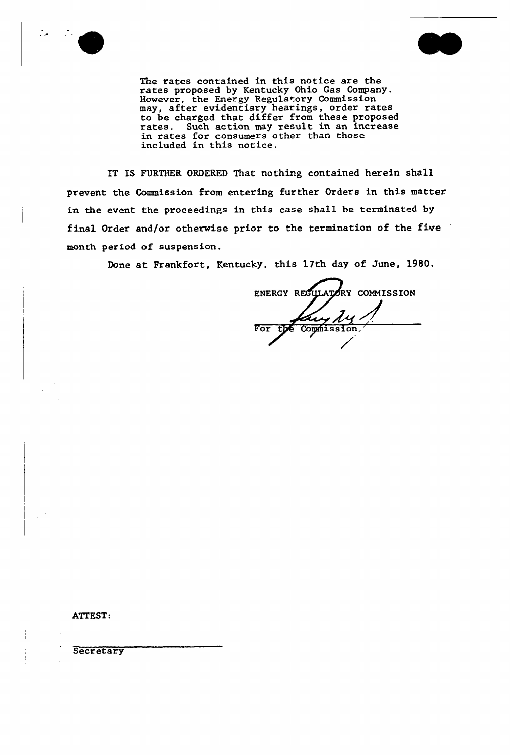The rates contained in this notice are the rates proposed by Kentucky Ohio Gas Company. However, the Energy Regulatory Commission may, after evidentiary hearings, order rates to be charged that differ from these proposed rates. Such action may result in an increase in rates for consumers other than those included in this notice.

IT IS FURTHER ORDERED That nothing contained herein shall prevent the Commission from entering further Orders in this matter in the event the proceedings in this case shall be terminated by final Order and/or otherwise prior to the termination of the five month period of suspension.

Done at Frankfort, Kentucky, this 17th day of June, 1980.

ENERGY REGULATORY COMMISSION

For the Commission

ATTEST:

Secretary